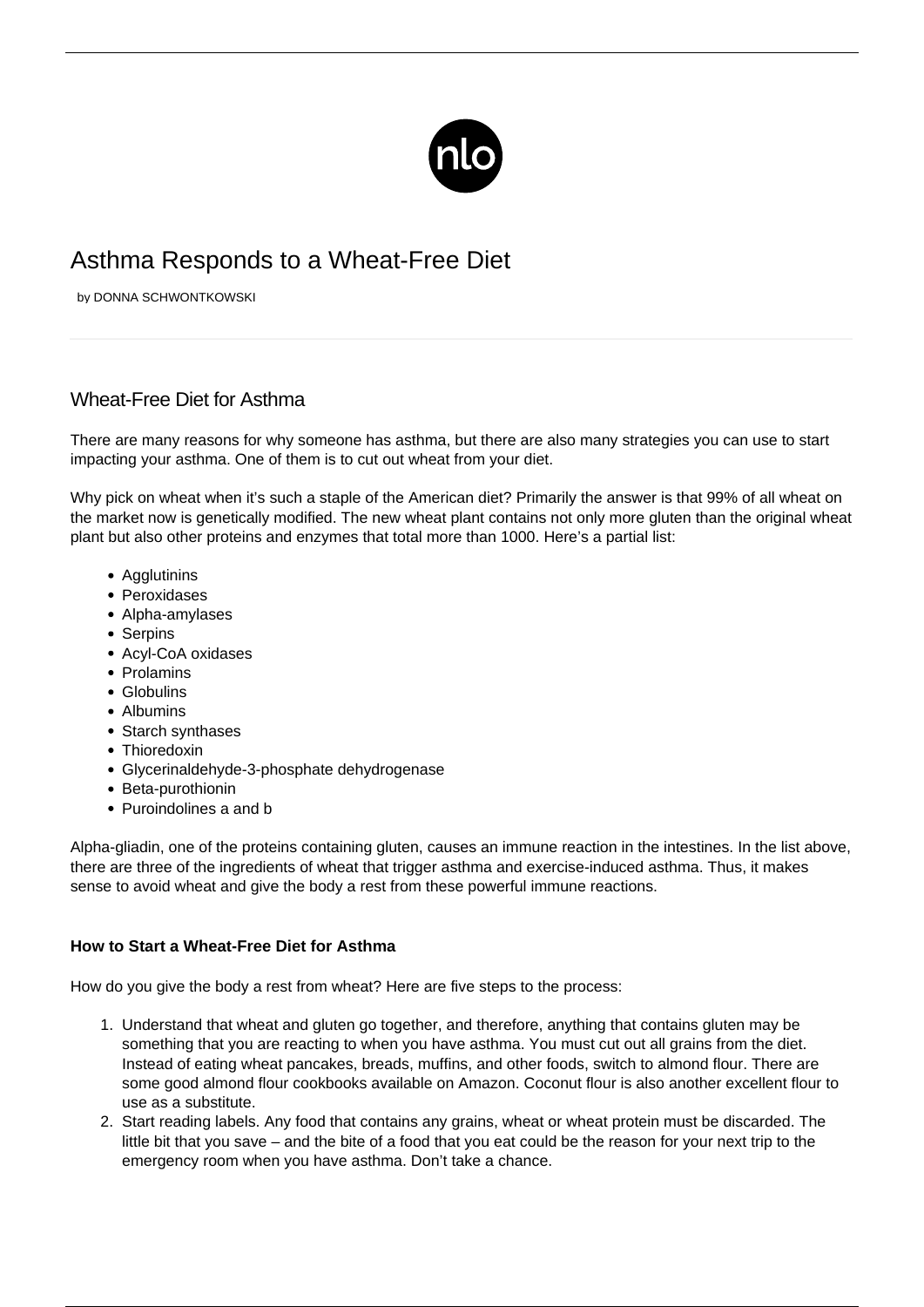# Asthma Responds to a Wheat-Free Diet

by DONNA SCHWONTKOWSKI

## Wheat-Free Diet for Asthma

There are many reasons for why someone has asthma, but there are also many strategies you can use to start impacting your asthma. One of them is to cut out wheat from your diet.

Why pick on wheat when it's such a staple of the American diet? Primarily the answer is that 99% of all wheat on the market now is genetically modified. The new wheat plant contains not only more gluten than the original wheat plant but also other proteins and enzymes that total more than 1000. Here's a partial list:

- Agglutinins
- Peroxidases
- Alpha-amylases
- Serpins
- Acyl-CoA oxidases
- Prolamins
- Globulins
- Albumins
- Starch synthases
- Thioredoxin
- Glycerinaldehyde-3-phosphate dehydrogenase
- Beta-purothionin
- Puroindolines a and b

Alpha-gliadin, one of the proteins containing gluten, causes an immune reaction in the intestines. In the list above, there are three of the ingredients of wheat that trigger asthma and exercise-induced asthma. Thus, it makes sense to avoid wheat and give the body a rest from these powerful immune reactions.

### How to Start a Wheat-Free Diet for Asthma

How do you give the body a rest from wheat? Here are five steps to the process:

1. Understand that wheat and gluten go together, and therefore, anything that contains gluten may be something that you are reacting to when you have asthma. You must cut out all grains from the diet. Instead of eating wheat pancakes, breads, muffins, and other foods, switch to almond flour. There are some good almond flour cookbooks available on Amazon. Coconut flour is also another excellent flour to use as a substitute.
2. Start reading labels. Any food that contains any grains, wheat or wheat protein must be discarded. The little bit that you save – and the bite of a food that you eat could be the reason for your next trip to the emergency room when you have asthma. Don't take a chance.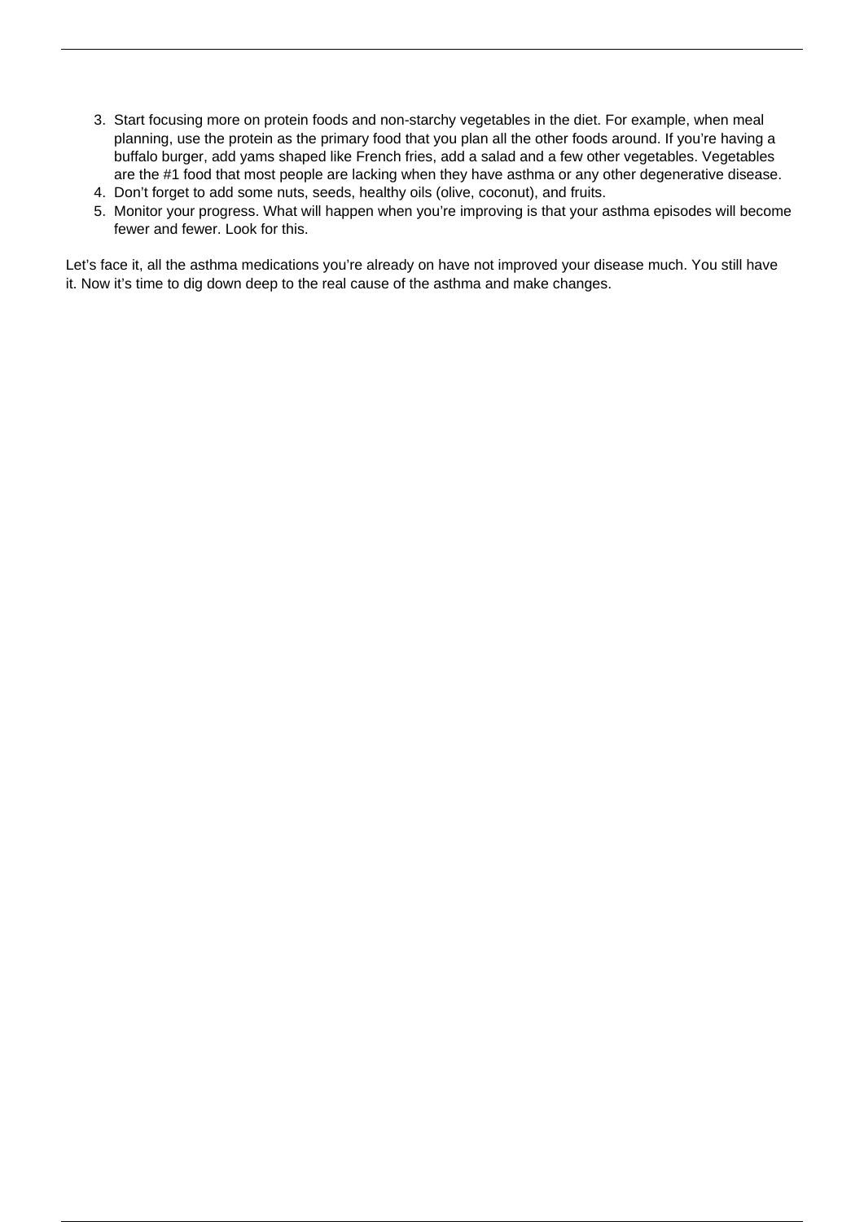3. Start focusing more on protein foods and non-starchy vegetables in the diet. For example, when meal planning, use the protein as the primary food that you plan all the other foods around. If you're having a buffalo burger, add yams shaped like French fries, add a salad and a few other vegetables. Vegetables are the #1 food that most people are lacking when they have asthma or any other degenerative disease.
4. Don't forget to add some nuts, seeds, healthy oils (olive, coconut), and fruits.
5. Monitor your progress. What will happen when you're improving is that your asthma episodes will become fewer and fewer. Look for this.

Let's face it, all the asthma medications you're already on have not improved your disease much. You still have it. Now it's time to dig down deep to the real cause of the asthma and make changes.